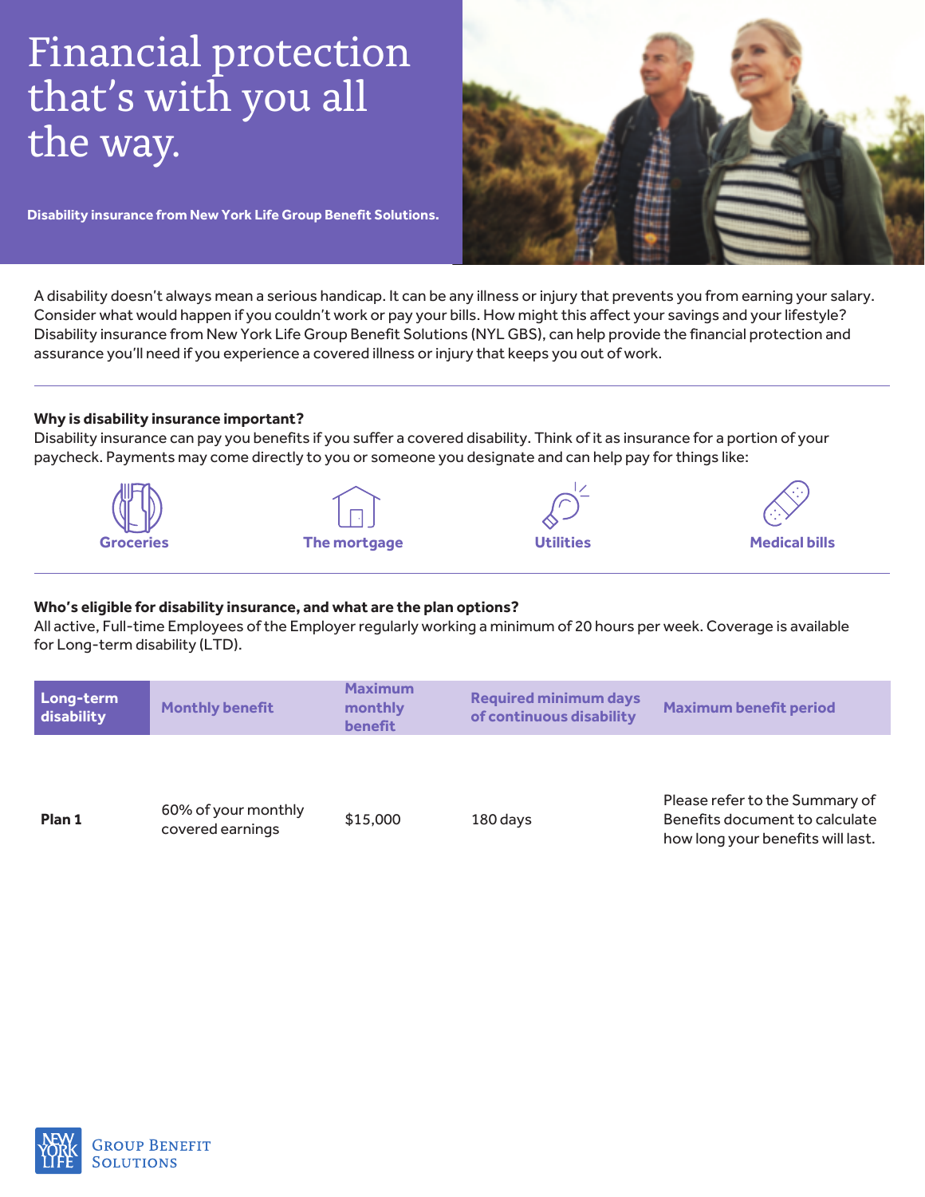# Financial protection that's with you all the way.

**Disability insurance from New York Life Group Benefit Solutions.**

A disability doesn't always mean a serious handicap. It can be any illness or injury that prevents you from earning your salary. Consider what would happen if you couldn't work or pay your bills. How might this affect your savings and your lifestyle? Disability insurance from New York Life Group Benefit Solutions (NYL GBS), can help provide the financial protection and assurance you'll need if you experience a covered illness or injury that keeps you out of work.

**Why is disability insurance important?**

Disability insurance can pay you benefits if you suffer a covered disability. Think of it as insurance for a portion of your paycheck. Payments may come directly to you or someone you designate and can help pay for things like:

- Groceries
- The mortgage
- Utilities
- Medical bills

**Who's eligible for disability insurance, and what are the plan options?**

All active, Full-time Employees of the Employer regularly working a minimum of 20 hours per week. Coverage is available for Long-term disability (LTD).

| Long-term disability | Monthly benefit | Maximum monthly benefit | Required minimum days of continuous disability | Maximum benefit period |
|---|---|---|---|---|
| **Plan 1** | 60% of your monthly covered earnings | $15,000 | 180 days | Please refer to the Summary of Benefits document to calculate how long your benefits will last. |

New York Life Group Benefit Solutions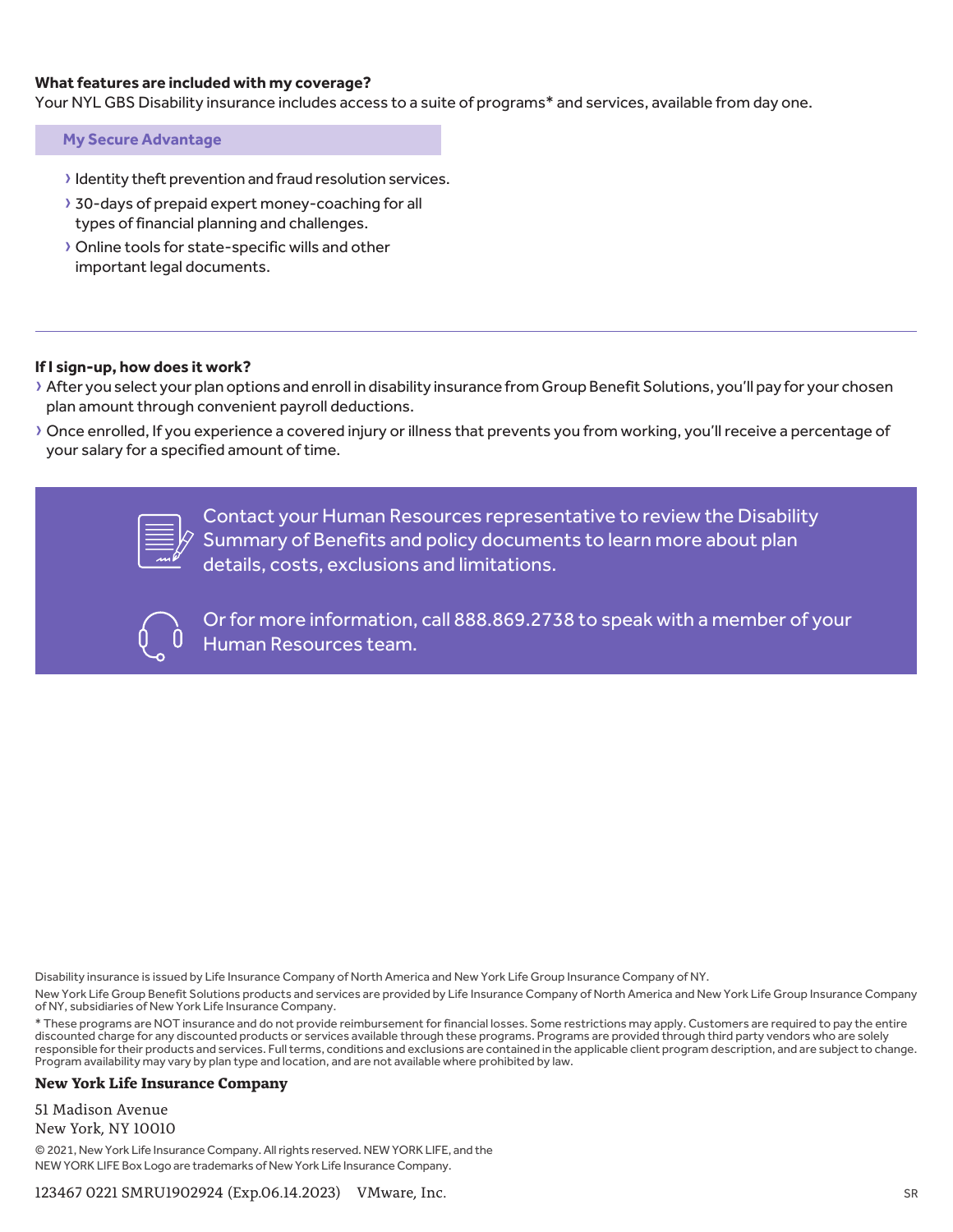**What features are included with my coverage?**

Your NYL GBS Disability insurance includes access to a suite of programs* and services, available from day one.

**My Secure Advantage**

- Identity theft prevention and fraud resolution services.
- 30-days of prepaid expert money-coaching for all types of financial planning and challenges.
- Online tools for state-specific wills and other important legal documents.

---

**If I sign-up, how does it work?**

- After you select your plan options and enroll in disability insurance from Group Benefit Solutions, you'll pay for your chosen plan amount through convenient payroll deductions.
- Once enrolled, If you experience a covered injury or illness that prevents you from working, you'll receive a percentage of your salary for a specified amount of time.

Contact your Human Resources representative to review the Disability Summary of Benefits and policy documents to learn more about plan details, costs, exclusions and limitations.

Or for more information, call 888.869.2738 to speak with a member of your Human Resources team.

Disability insurance is issued by Life Insurance Company of North America and New York Life Group Insurance Company of NY.

New York Life Group Benefit Solutions products and services are provided by Life Insurance Company of North America and New York Life Group Insurance Company of NY, subsidiaries of New York Life Insurance Company.

* These programs are NOT insurance and do not provide reimbursement for financial losses. Some restrictions may apply. Customers are required to pay the entire discounted charge for any discounted products or services available through these programs. Programs are provided through third party vendors who are solely responsible for their products and services. Full terms, conditions and exclusions are contained in the applicable client program description, and are subject to change. Program availability may vary by plan type and location, and are not available where prohibited by law.

**New York Life Insurance Company**

51 Madison Avenue
New York, NY 10010

© 2021, New York Life Insurance Company. All rights reserved. NEW YORK LIFE, and the NEW YORK LIFE Box Logo are trademarks of New York Life Insurance Company.

123467 0221 SMRU1902924 (Exp.06.14.2023) VMware, Inc.

SR